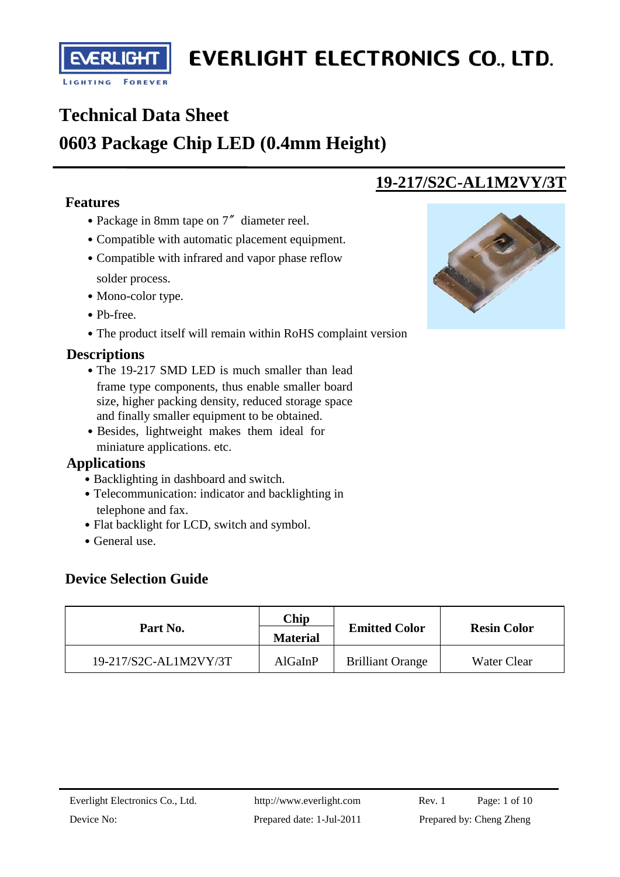# Technical Data Sheet

# 0603 Package Chip LED (0.4mm Height)

## 19-217/S2C-AL1M2VY/3T

### Features

- Package in 8mm tape on 7″ diameter reel.
- Compatible with automatic placement equipment.
- Compatible with infrared and vapor phase reflow solder process.
- Mono-color type.
- Pb-free.
- The product itself will remain within RoHS complaint version

### Descriptions

- The 19-217 SMD LED is much smaller than lead frame type components, thus enable smaller board size, higher packing density, reduced storage space and finally smaller equipment to be obtained.
- Besides, lightweight makes them ideal for miniature applications. etc.

### Applications

- Backlighting in dashboard and switch.
- Telecommunication: indicator and backlighting in telephone and fax.
- Flat backlight for LCD, switch and symbol.
- General use.

### Device Selection Guide

| Part No. | Chip Material | Emitted Color | Resin Color |
|---|---|---|---|
| 19-217/S2C-AL1M2VY/3T | AlGaInP | Brilliant Orange | Water Clear |

Everlight Electronics Co., Ltd. http://www.everlight.com Rev. 1

Device No: Prepared date: 1-Jul-2011 Prepared by: Cheng Zheng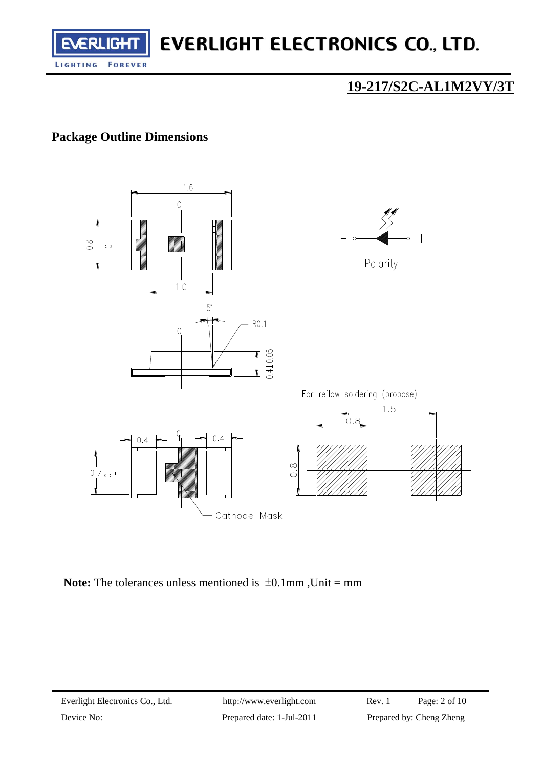# 19-217/S2C-AL1M2VY/3T

## Package Outline Dimensions

1.6

0.8

1.0

Polarity

5°

R0.1

0.4±0.05

For reflow soldering (propose)

1.5

0.8

0.4

0.4

0.7

0.8

Cathode Mask

**Note:** The tolerances unless mentioned is ±0.1mm ,Unit = mm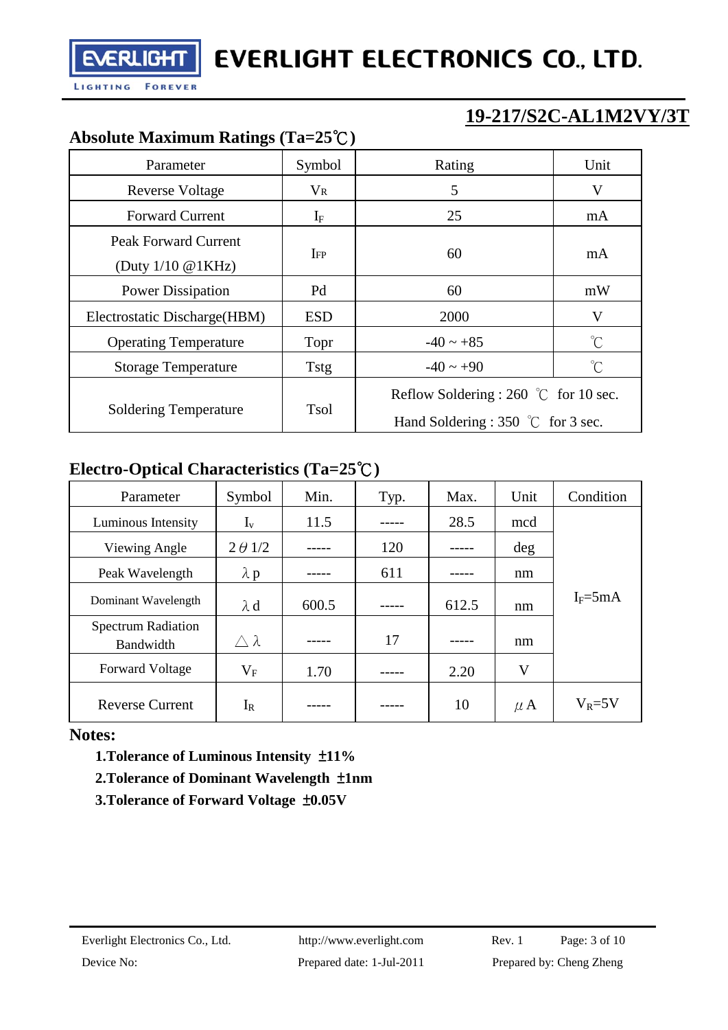## 19-217/S2C-AL1M2VY/3T

### Absolute Maximum Ratings (Ta=25℃)

| Parameter | Symbol | Rating | Unit |
|---|---|---|---|
| Reverse Voltage | $V_R$ | 5 | V |
| Forward Current | $I_F$ | 25 | mA |
| Peak Forward Current (Duty 1/10 @1KHz) | $I_{FP}$ | 60 | mA |
| Power Dissipation | Pd | 60 | mW |
| Electrostatic Discharge(HBM) | ESD | 2000 | V |
| Operating Temperature | Topr | -40 ~ +85 | ℃ |
| Storage Temperature | Tstg | -40 ~ +90 | ℃ |
| Soldering Temperature | Tsol | Reflow Soldering : 260 ℃ for 10 sec. Hand Soldering : 350 ℃ for 3 sec. | |

### Electro-Optical Characteristics (Ta=25℃)

| Parameter | Symbol | Min. | Typ. | Max. | Unit | Condition |
|---|---|---|---|---|---|---|
| Luminous Intensity | $I_v$ | 11.5 | ----- | 28.5 | mcd | $I_F$=5mA |
| Viewing Angle | $2\theta 1/2$ | ----- | 120 | ----- | deg | |
| Peak Wavelength | $\lambda p$ | ----- | 611 | ----- | nm | |
| Dominant Wavelength | $\lambda d$ | 600.5 | ----- | 612.5 | nm | |
| Spectrum Radiation Bandwidth | $\triangle\lambda$ | ----- | 17 | ----- | nm | |
| Forward Voltage | $V_F$ | 1.70 | ----- | 2.20 | V | |
| Reverse Current | $I_R$ | ----- | ----- | 10 | $\mu$A | $V_R$=5V |

**Notes:**

**1.Tolerance of Luminous Intensity ±11%**

**2.Tolerance of Dominant Wavelength ±1nm**

**3.Tolerance of Forward Voltage ±0.05V**

Everlight Electronics Co., Ltd. http://www.everlight.com Rev. 1

Device No: Prepared date: 1-Jul-2011 Prepared by: Cheng Zheng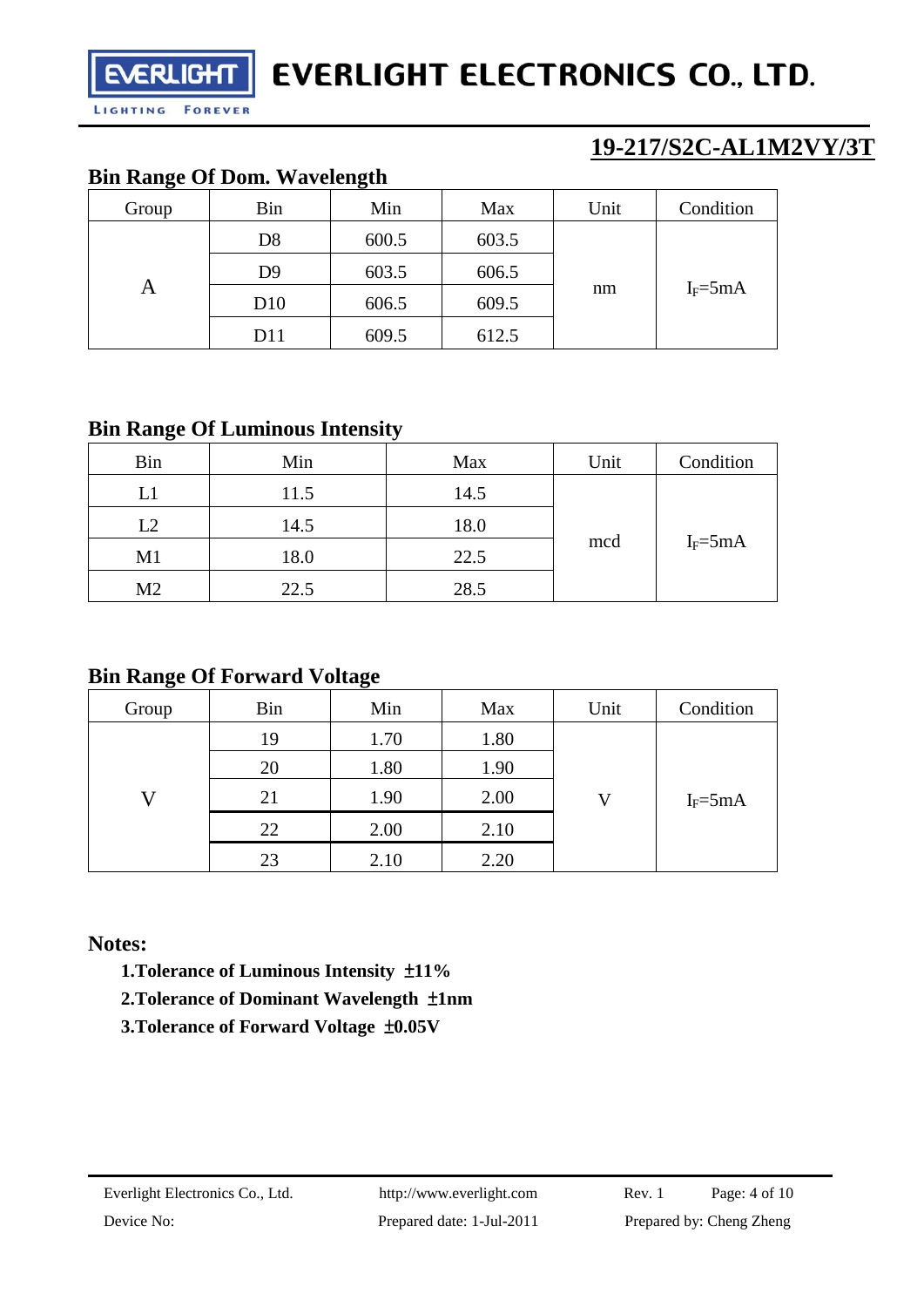## Bin Range Of Dom. Wavelength

| Group | Bin | Min | Max | Unit | Condition |
|---|---|---|---|---|---|
| A | D8 | 600.5 | 603.5 | nm | $I_F$=5mA |
| | D9 | 603.5 | 606.5 | | |
| | D10 | 606.5 | 609.5 | | |
| | D11 | 609.5 | 612.5 | | |

## Bin Range Of Luminous Intensity

| Bin | Min | Max | Unit | Condition |
|---|---|---|---|---|
| L1 | 11.5 | 14.5 | mcd | $I_F$=5mA |
| L2 | 14.5 | 18.0 | | |
| M1 | 18.0 | 22.5 | | |
| M2 | 22.5 | 28.5 | | |

## Bin Range Of Forward Voltage

| Group | Bin | Min | Max | Unit | Condition |
|---|---|---|---|---|---|
| V | 19 | 1.70 | 1.80 | V | $I_F$=5mA |
| | 20 | 1.80 | 1.90 | | |
| | 21 | 1.90 | 2.00 | | |
| | 22 | 2.00 | 2.10 | | |
| | 23 | 2.10 | 2.20 | | |

**Notes:**

**1.Tolerance of Luminous Intensity ±11%**

**2.Tolerance of Dominant Wavelength ±1nm**

**3.Tolerance of Forward Voltage ±0.05V**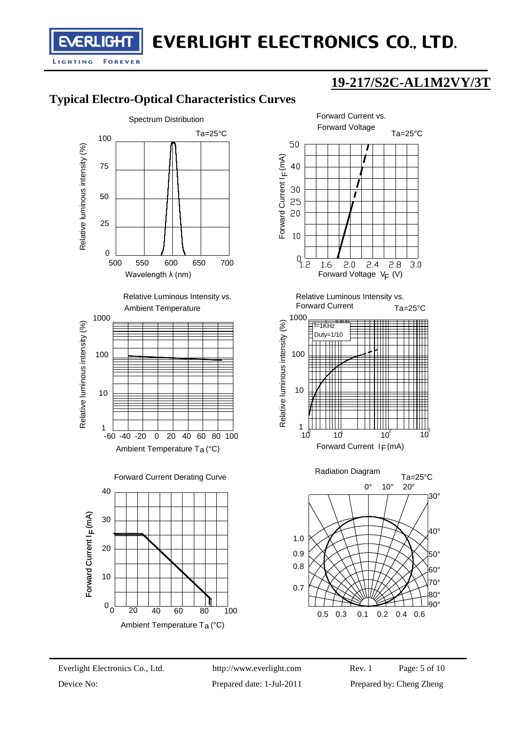## 19-217/S2C-AL1M2VY/3T

## Typical Electro-Optical Characteristics Curves

Spectrum Distribution

Ta=25°C

Relative luminous intensity (%)

100
75
50
25
0

500 550 600 650 700

Wavelength λ (nm)

Forward Current vs. Forward Voltage

Ta=25°C

Forward Current $I_F$ (mA)

50
40
30
25
20
10
0

1.2 1.6 2.0 2.4 2.8 3.0

Forward Voltage $V_F$ (V)

Relative Luminous Intensity vs. Ambient Temperature

Relative luminous intensity (%)

1000
100
10
1

-60 -40 -20 0 20 40 60 80 100

Ambient Temperature $T_a$ (°C)

Relative Luminous Intensity vs. Forward Current

Ta=25°C

f=1KHz
Duty=1/10

Relative luminous intensity (%)

1000
100
10
1

$10^0$ $10^1$ $10^2$ $10^3$

Forward Current $I_F$ (mA)

Forward Current Derating Curve

Forward Current $I_F$ (mA)

40
30
20
10
0

0 20 40 60 80 100

Ambient Temperature $T_a$ (°C)

Radiation Diagram

Ta=25°C

0° 10° 20° 30° 40° 50° 60° 70° 80° 90°

1.0
0.9
0.8
0.7

0.5 0.3 0.1 0.2 0.4 0.6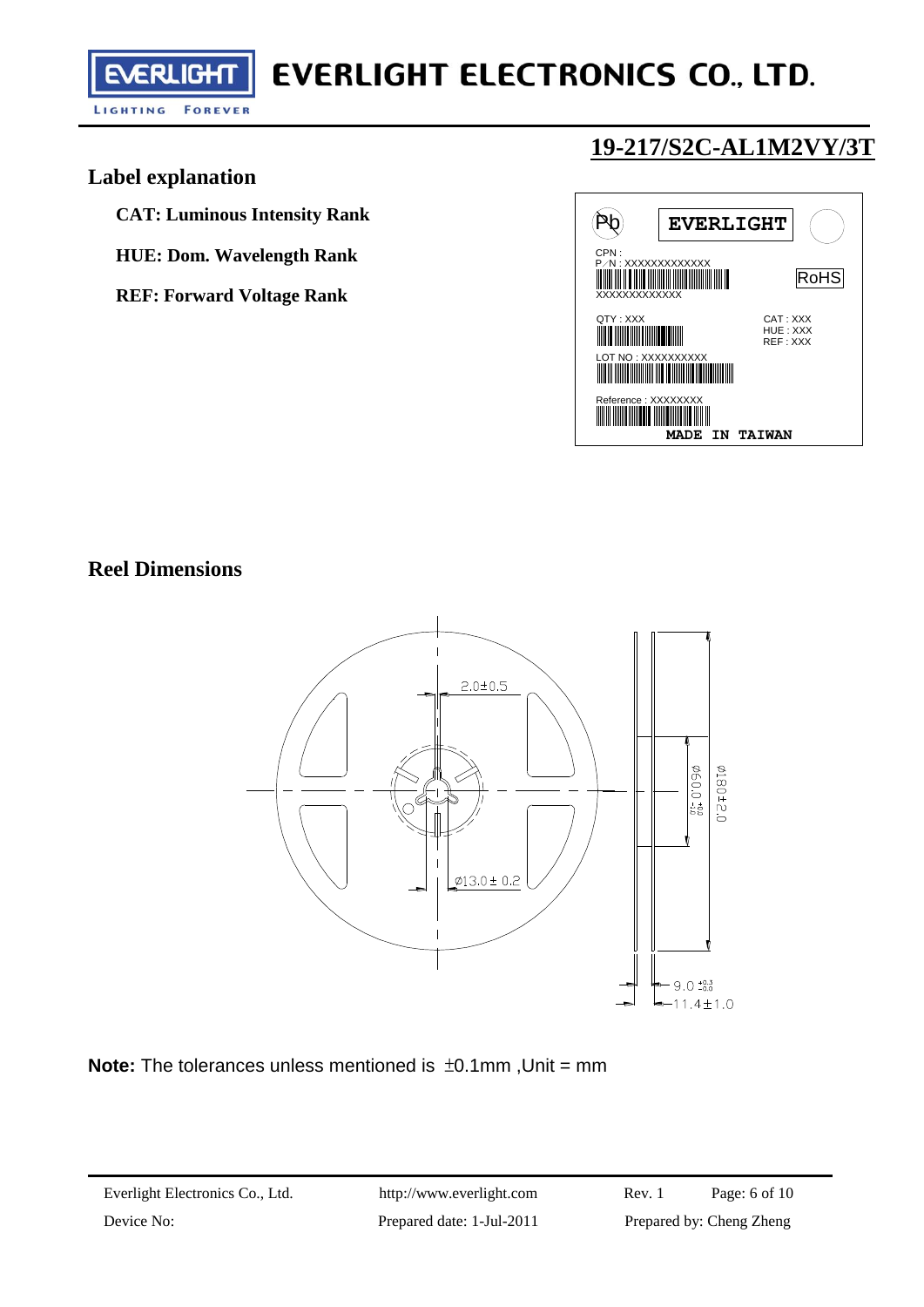# 19-217/S2C-AL1M2VY/3T

## Label explanation

**CAT: Luminous Intensity Rank**

**HUE: Dom. Wavelength Rank**

**REF: Forward Voltage Rank**

Pb EVERLIGHT

CPN :
P／N : XXXXXXXXXXXXX
XXXXXXXXXXXXX RoHS

QTY : XXX
CAT : XXX
HUE : XXX
REF : XXX

LOT NO : XXXXXXXXXX

Reference : XXXXXXXX

MADE IN TAIWAN

## Reel Dimensions

2.0±0.5

⌀13.0 ± 0.2

⌀60.0 $^{+1.0}_{-0.0}$

⌀180±2.0

9.0 $^{+0.3}_{-0.0}$

11.4±1.0

**Note:** The tolerances unless mentioned is ±0.1mm ,Unit = mm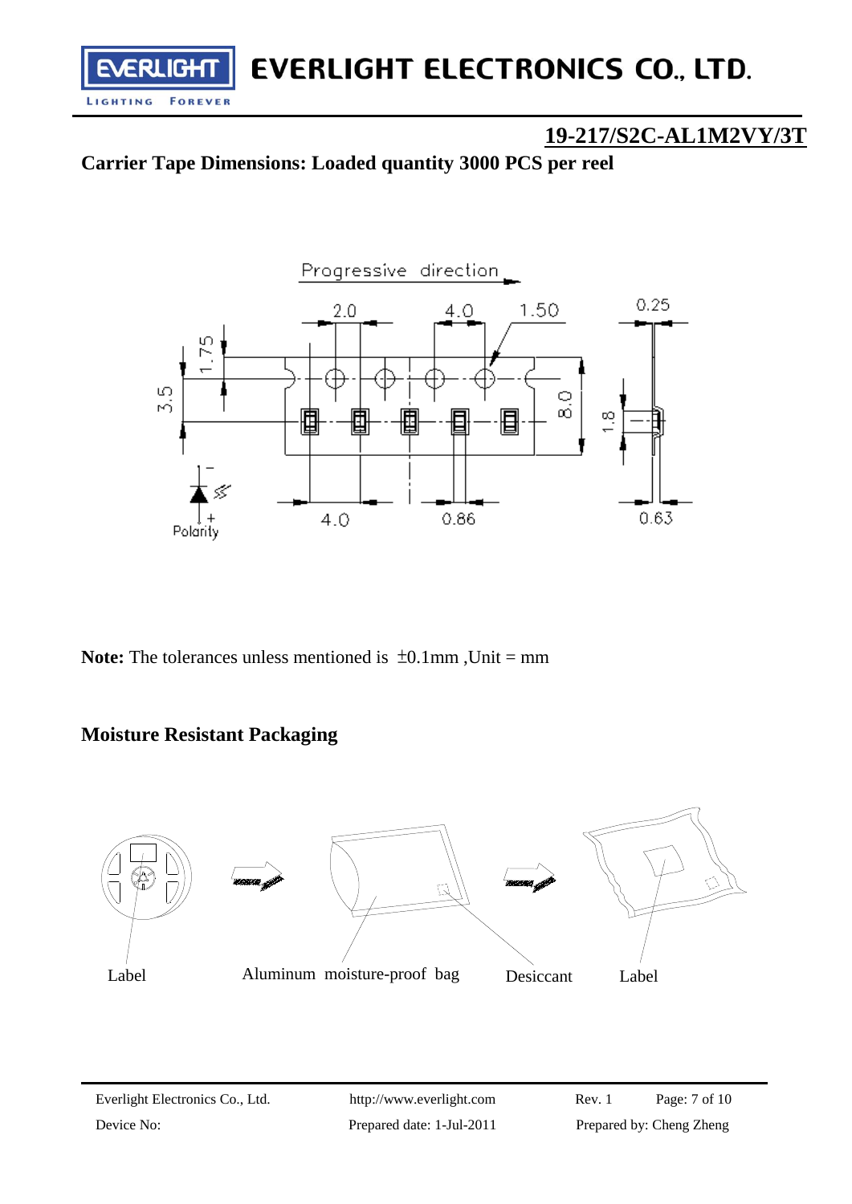## 19-217/S2C-AL1M2VY/3T

### Carrier Tape Dimensions: Loaded quantity 3000 PCS per reel

Progressive direction

2.0 4.0 1.50 0.25

1.75 3.5 8.0 1.8

Polarity 4.0 0.86 0.63

**Note:** The tolerances unless mentioned is ±0.1mm ,Unit = mm

### Moisture Resistant Packaging

Label Aluminum moisture-proof bag Desiccant Label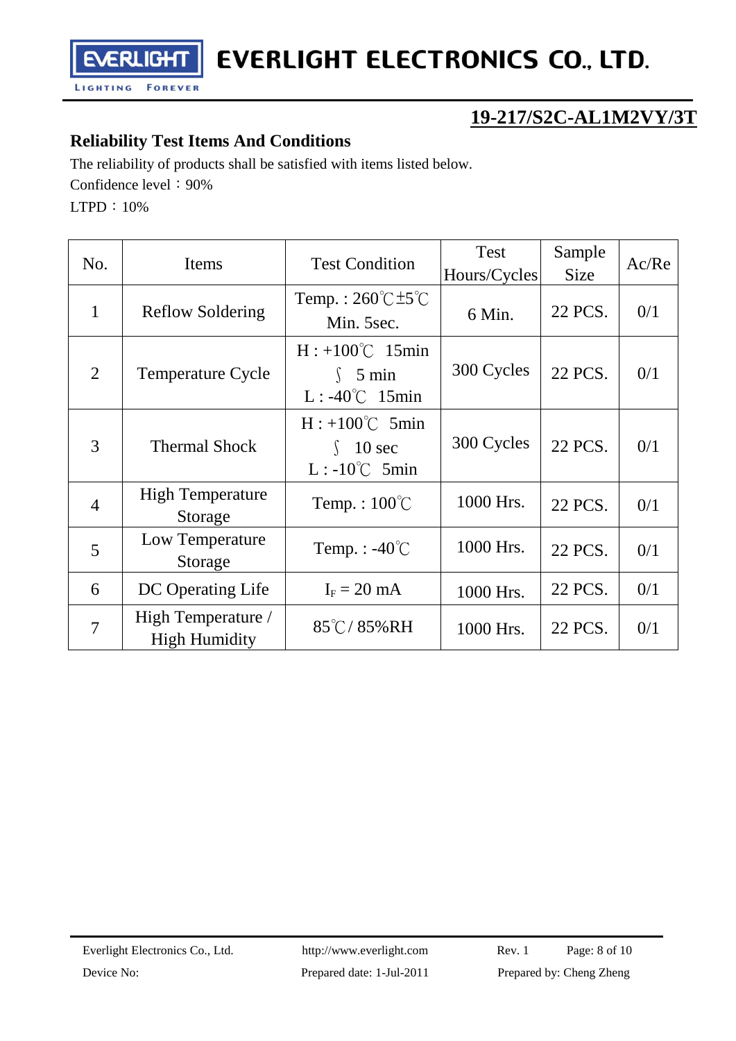## 19-217/S2C-AL1M2VY/3T

### Reliability Test Items And Conditions

The reliability of products shall be satisfied with items listed below.

Confidence level：90%

LTPD：10%

| No. | Items | Test Condition | Test Hours/Cycles | Sample Size | Ac/Re |
|---|---|---|---|---|---|
| 1 | Reflow Soldering | Temp. : 260℃±5℃ Min. 5sec. | 6 Min. | 22 PCS. | 0/1 |
| 2 | Temperature Cycle | H : +100℃ 15min ∫ 5 min L : -40℃ 15min | 300 Cycles | 22 PCS. | 0/1 |
| 3 | Thermal Shock | H : +100℃ 5min ∫ 10 sec L : -10℃ 5min | 300 Cycles | 22 PCS. | 0/1 |
| 4 | High Temperature Storage | Temp. : 100℃ | 1000 Hrs. | 22 PCS. | 0/1 |
| 5 | Low Temperature Storage | Temp. : -40℃ | 1000 Hrs. | 22 PCS. | 0/1 |
| 6 | DC Operating Life | $I_F$ = 20 mA | 1000 Hrs. | 22 PCS. | 0/1 |
| 7 | High Temperature / High Humidity | 85℃/ 85%RH | 1000 Hrs. | 22 PCS. | 0/1 |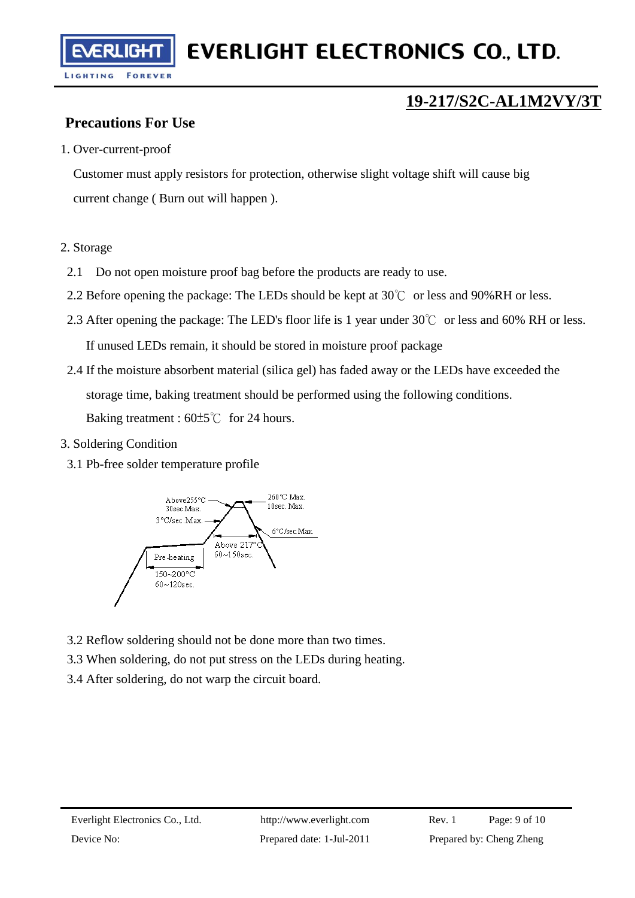## 19-217/S2C-AL1M2VY/3T

### Precautions For Use

1. Over-current-proof

   Customer must apply resistors for protection, otherwise slight voltage shift will cause big current change ( Burn out will happen ).

2. Storage

   2.1 Do not open moisture proof bag before the products are ready to use.

   2.2 Before opening the package: The LEDs should be kept at 30℃ or less and 90%RH or less.

   2.3 After opening the package: The LED's floor life is 1 year under 30℃ or less and 60% RH or less. If unused LEDs remain, it should be stored in moisture proof package

   2.4 If the moisture absorbent material (silica gel) has faded away or the LEDs have exceeded the storage time, baking treatment should be performed using the following conditions. Baking treatment : 60±5℃ for 24 hours.

3. Soldering Condition

   3.1 Pb-free solder temperature profile

   Above255°C 30sec.Max.
   260°C Max. 10sec. Max.
   3°C/sec.Max.
   6°C/sec.Max.
   Above 217°C 60~150sec.
   Pre-heating 150~200°C 60~120sec.

   3.2 Reflow soldering should not be done more than two times.

   3.3 When soldering, do not put stress on the LEDs during heating.

   3.4 After soldering, do not warp the circuit board.

Everlight Electronics Co., Ltd. http://www.everlight.com Rev. 1

Device No: Prepared date: 1-Jul-2011 Prepared by: Cheng Zheng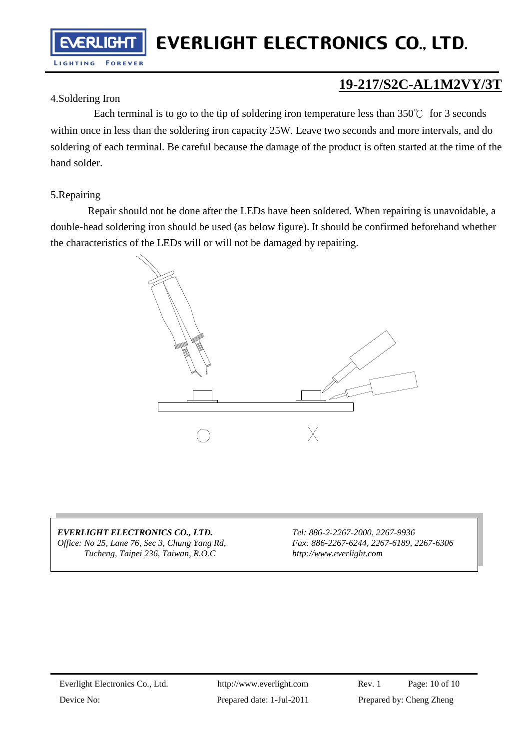## 19-217/S2C-AL1M2VY/3T

4.Soldering Iron

Each terminal is to go to the tip of soldering iron temperature less than 350℃ for 3 seconds within once in less than the soldering iron capacity 25W. Leave two seconds and more intervals, and do soldering of each terminal. Be careful because the damage of the product is often started at the time of the hand solder.

5.Repairing

Repair should not be done after the LEDs have been soldered. When repairing is unavoidable, a double-head soldering iron should be used (as below figure). It should be confirmed beforehand whether the characteristics of the LEDs will or will not be damaged by repairing.

○ X

*EVERLIGHT ELECTRONICS CO., LTD.*
*Office: No 25, Lane 76, Sec 3, Chung Yang Rd, Tucheng, Taipei 236, Taiwan, R.O.C*

*Tel: 886-2-2267-2000, 2267-9936*
*Fax: 886-2267-6244, 2267-6189, 2267-6306*
*http://www.everlight.com*